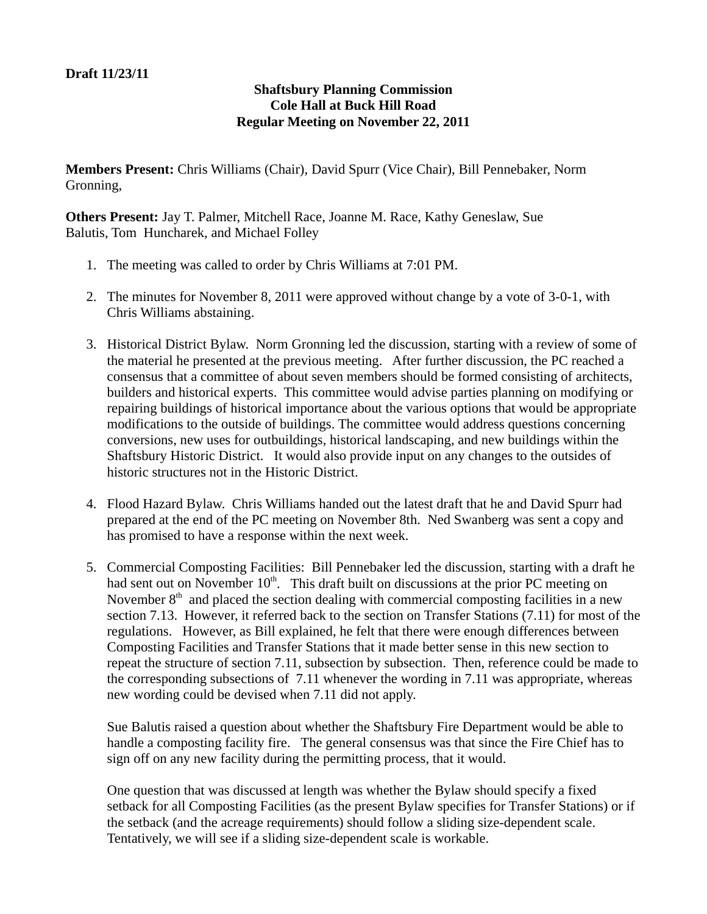**Draft 11/23/11**

**Shaftsbury Planning Commission**
**Cole Hall at Buck Hill Road**
**Regular Meeting on November 22, 2011**

**Members Present:** Chris Williams (Chair), David Spurr (Vice Chair), Bill Pennebaker, Norm Gronning,

**Others Present:** Jay T. Palmer, Mitchell Race, Joanne M. Race, Kathy Geneslaw, Sue Balutis, Tom Huncharek, and Michael Folley

1. The meeting was called to order by Chris Williams at 7:01 PM.

2. The minutes for November 8, 2011 were approved without change by a vote of 3-0-1, with Chris Williams abstaining.

3. Historical District Bylaw. Norm Gronning led the discussion, starting with a review of some of the material he presented at the previous meeting. After further discussion, the PC reached a consensus that a committee of about seven members should be formed consisting of architects, builders and historical experts. This committee would advise parties planning on modifying or repairing buildings of historical importance about the various options that would be appropriate modifications to the outside of buildings. The committee would address questions concerning conversions, new uses for outbuildings, historical landscaping, and new buildings within the Shaftsbury Historic District. It would also provide input on any changes to the outsides of historic structures not in the Historic District.

4. Flood Hazard Bylaw. Chris Williams handed out the latest draft that he and David Spurr had prepared at the end of the PC meeting on November 8th. Ned Swanberg was sent a copy and has promised to have a response within the next week.

5. Commercial Composting Facilities: Bill Pennebaker led the discussion, starting with a draft he had sent out on November 10th. This draft built on discussions at the prior PC meeting on November 8th and placed the section dealing with commercial composting facilities in a new section 7.13. However, it referred back to the section on Transfer Stations (7.11) for most of the regulations. However, as Bill explained, he felt that there were enough differences between Composting Facilities and Transfer Stations that it made better sense in this new section to repeat the structure of section 7.11, subsection by subsection. Then, reference could be made to the corresponding subsections of 7.11 whenever the wording in 7.11 was appropriate, whereas new wording could be devised when 7.11 did not apply.

   Sue Balutis raised a question about whether the Shaftsbury Fire Department would be able to handle a composting facility fire. The general consensus was that since the Fire Chief has to sign off on any new facility during the permitting process, that it would.

   One question that was discussed at length was whether the Bylaw should specify a fixed setback for all Composting Facilities (as the present Bylaw specifies for Transfer Stations) or if the setback (and the acreage requirements) should follow a sliding size-dependent scale. Tentatively, we will see if a sliding size-dependent scale is workable.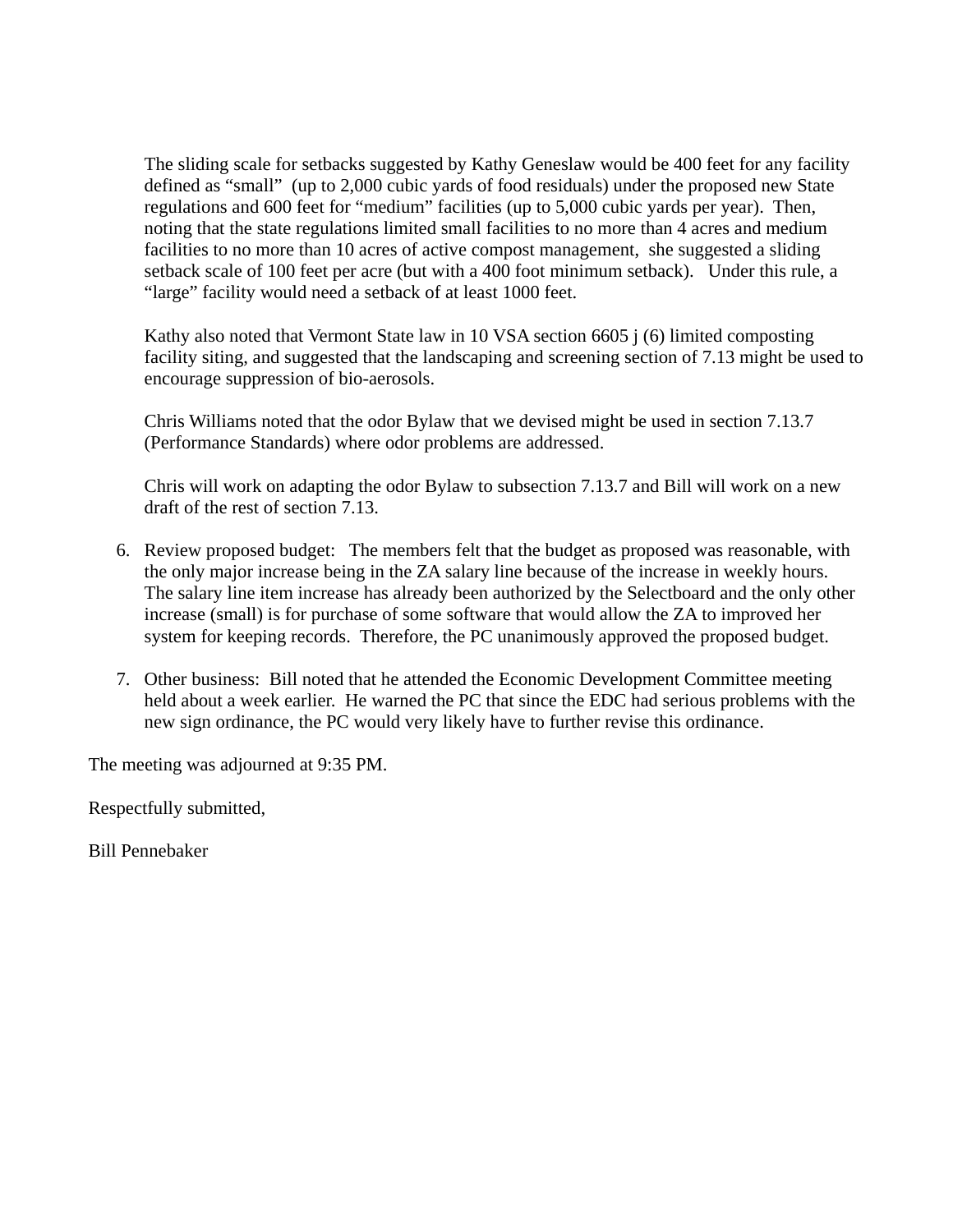The sliding scale for setbacks suggested by Kathy Geneslaw would be 400 feet for any facility defined as "small" (up to 2,000 cubic yards of food residuals) under the proposed new State regulations and 600 feet for "medium" facilities (up to 5,000 cubic yards per year). Then, noting that the state regulations limited small facilities to no more than 4 acres and medium facilities to no more than 10 acres of active compost management, she suggested a sliding setback scale of 100 feet per acre (but with a 400 foot minimum setback). Under this rule, a "large" facility would need a setback of at least 1000 feet.

Kathy also noted that Vermont State law in 10 VSA section 6605 j (6) limited composting facility siting, and suggested that the landscaping and screening section of 7.13 might be used to encourage suppression of bio-aerosols.

Chris Williams noted that the odor Bylaw that we devised might be used in section 7.13.7 (Performance Standards) where odor problems are addressed.

Chris will work on adapting the odor Bylaw to subsection 7.13.7 and Bill will work on a new draft of the rest of section 7.13.

6. Review proposed budget: The members felt that the budget as proposed was reasonable, with the only major increase being in the ZA salary line because of the increase in weekly hours. The salary line item increase has already been authorized by the Selectboard and the only other increase (small) is for purchase of some software that would allow the ZA to improved her system for keeping records. Therefore, the PC unanimously approved the proposed budget.

7. Other business: Bill noted that he attended the Economic Development Committee meeting held about a week earlier. He warned the PC that since the EDC had serious problems with the new sign ordinance, the PC would very likely have to further revise this ordinance.

The meeting was adjourned at 9:35 PM.

Respectfully submitted,

Bill Pennebaker